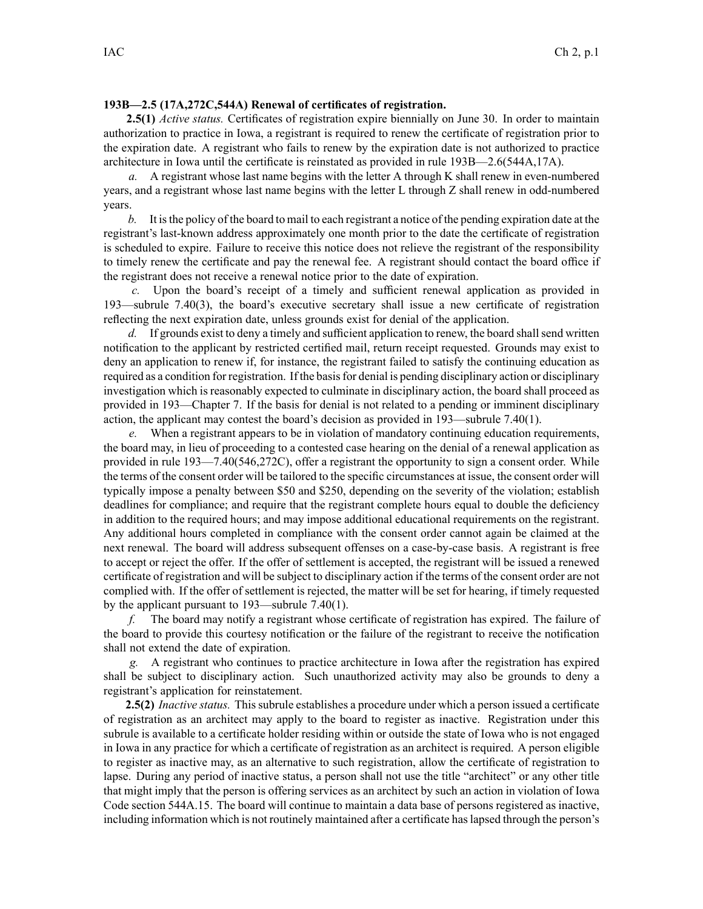**193B—2.5 (17A,272C,544A) Renewal of certificates of registration.**

**2.5(1)** *Active status.* Certificates of registration expire biennially on June 30. In order to maintain authorization to practice in Iowa, a registrant is required to renew the certificate of registration prior to the expiration date. A registrant who fails to renew by the expiration date is not authorized to practice architecture in Iowa until the certificate is reinstated as provided in rule 193B—2.6(544A,17A).

*a.* A registrant whose last name begins with the letter A through K shall renew in even-numbered years, and a registrant whose last name begins with the letter L through Z shall renew in odd-numbered years.

*b.* It is the policy of the board to mail to each registrant a notice of the pending expiration date at the registrant's last-known address approximately one month prior to the date the certificate of registration is scheduled to expire. Failure to receive this notice does not relieve the registrant of the responsibility to timely renew the certificate and pay the renewal fee. A registrant should contact the board office if the registrant does not receive a renewal notice prior to the date of expiration.

*c.* Upon the board's receipt of a timely and sufficient renewal application as provided in 193—subrule 7.40(3), the board's executive secretary shall issue a new certificate of registration reflecting the next expiration date, unless grounds exist for denial of the application.

*d.* If grounds exist to deny a timely and sufficient application to renew, the board shall send written notification to the applicant by restricted certified mail, return receipt requested. Grounds may exist to deny an application to renew if, for instance, the registrant failed to satisfy the continuing education as required as a condition for registration. If the basis for denial is pending disciplinary action or disciplinary investigation which is reasonably expected to culminate in disciplinary action, the board shall proceed as provided in 193—Chapter 7. If the basis for denial is not related to a pending or imminent disciplinary action, the applicant may contest the board's decision as provided in 193—subrule 7.40(1).

*e.* When a registrant appears to be in violation of mandatory continuing education requirements, the board may, in lieu of proceeding to a contested case hearing on the denial of a renewal application as provided in rule 193—7.40(546,272C), offer a registrant the opportunity to sign a consent order. While the terms of the consent order will be tailored to the specific circumstances at issue, the consent order will typically impose a penalty between $50 and $250, depending on the severity of the violation; establish deadlines for compliance; and require that the registrant complete hours equal to double the deficiency in addition to the required hours; and may impose additional educational requirements on the registrant. Any additional hours completed in compliance with the consent order cannot again be claimed at the next renewal. The board will address subsequent offenses on a case-by-case basis. A registrant is free to accept or reject the offer. If the offer of settlement is accepted, the registrant will be issued a renewed certificate of registration and will be subject to disciplinary action if the terms of the consent order are not complied with. If the offer of settlement is rejected, the matter will be set for hearing, if timely requested by the applicant pursuant to 193—subrule 7.40(1).

*f.* The board may notify a registrant whose certificate of registration has expired. The failure of the board to provide this courtesy notification or the failure of the registrant to receive the notification shall not extend the date of expiration.

*g.* A registrant who continues to practice architecture in Iowa after the registration has expired shall be subject to disciplinary action. Such unauthorized activity may also be grounds to deny a registrant's application for reinstatement.

**2.5(2)** *Inactive status.* This subrule establishes a procedure under which a person issued a certificate of registration as an architect may apply to the board to register as inactive. Registration under this subrule is available to a certificate holder residing within or outside the state of Iowa who is not engaged in Iowa in any practice for which a certificate of registration as an architect is required. A person eligible to register as inactive may, as an alternative to such registration, allow the certificate of registration to lapse. During any period of inactive status, a person shall not use the title "architect" or any other title that might imply that the person is offering services as an architect by such an action in violation of Iowa Code section 544A.15. The board will continue to maintain a data base of persons registered as inactive, including information which is not routinely maintained after a certificate has lapsed through the person's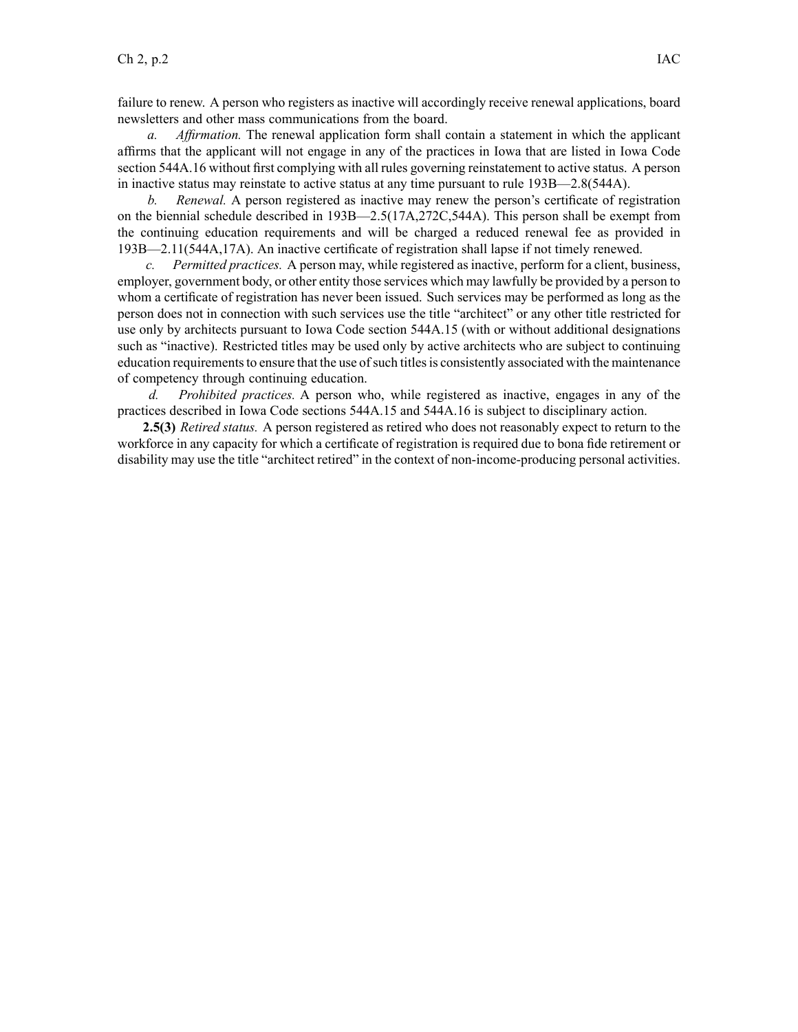failure to renew. A person who registers as inactive will accordingly receive renewal applications, board newsletters and other mass communications from the board.

*a. Affirmation.* The renewal application form shall contain a statement in which the applicant affirms that the applicant will not engage in any of the practices in Iowa that are listed in Iowa Code section 544A.16 without first complying with all rules governing reinstatement to active status. A person in inactive status may reinstate to active status at any time pursuant to rule 193B—2.8(544A).

*b. Renewal.* A person registered as inactive may renew the person's certificate of registration on the biennial schedule described in 193B—2.5(17A,272C,544A). This person shall be exempt from the continuing education requirements and will be charged a reduced renewal fee as provided in 193B—2.11(544A,17A). An inactive certificate of registration shall lapse if not timely renewed.

*c. Permitted practices.* A person may, while registered as inactive, perform for a client, business, employer, government body, or other entity those services which may lawfully be provided by a person to whom a certificate of registration has never been issued. Such services may be performed as long as the person does not in connection with such services use the title "architect" or any other title restricted for use only by architects pursuant to Iowa Code section 544A.15 (with or without additional designations such as "inactive). Restricted titles may be used only by active architects who are subject to continuing education requirements to ensure that the use of such titles is consistently associated with the maintenance of competency through continuing education.

*d. Prohibited practices.* A person who, while registered as inactive, engages in any of the practices described in Iowa Code sections 544A.15 and 544A.16 is subject to disciplinary action.

**2.5(3)** *Retired status.* A person registered as retired who does not reasonably expect to return to the workforce in any capacity for which a certificate of registration is required due to bona fide retirement or disability may use the title "architect retired" in the context of non-income-producing personal activities.